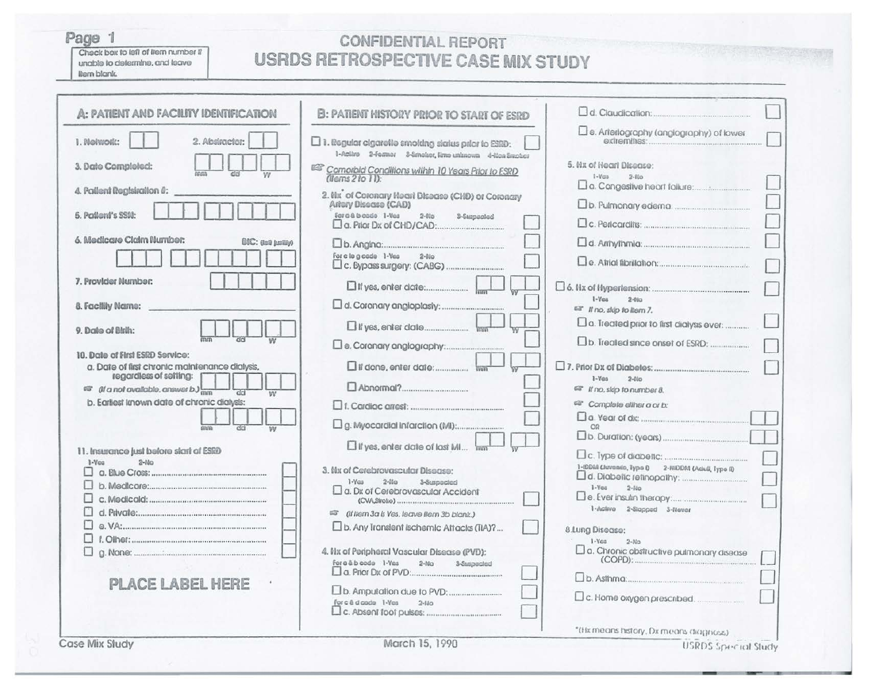Check box to left of item number if unable to determine, and leave item blank.

# CONFIDENTIAL REPORT
# USRDS RETROSPECTIVE CASE MIX STUDY

## A: PATIENT AND FACILITY IDENTIFICATION

1. Network: ☐☐
2. Abstractor: ☐☐
3. Date Completed: ☐☐ ☐☐ ☐☐ (mm dd yy)
4. Patient Registration #: ______
5. Patient's SSN: ☐☐☐ ☐☐ ☐☐☐☐
6. Medicare Claim Number: BIC: (left justify) ☐☐☐ ☐☐ ☐☐☐☐ ☐☐
7. Provider Number: ☐☐☐☐☐☐
8. Facility Name: ______
9. Date of Birth: ☐☐ ☐☐ ☐☐ (mm dd yy)
10. Date of First ESRD Service:
    - a. Date of first chronic maintenance dialysis, regardless of setting: ☐☐ ☐☐ ☐☐ (mm dd yy)
      - ☞ (If a not available, answer b.)
    - b. Earliest known date of chronic dialysis: ☐☐ ☐☐ ☐☐ (mm dd yy)
11. Insurance just before start of ESRD
    1-Yes 2-No
    - ☐ a. Blue Cross: ☐
    - ☐ b. Medicare: ☐
    - ☐ c. Medicaid: ☐
    - ☐ d. Private: ☐
    - ☐ e. VA: ☐
    - ☐ f. Other: ☐
    - ☐ g. None: ☐

**PLACE LABEL HERE**

## B: PATIENT HISTORY PRIOR TO START OF ESRD

☐ 1. Regular cigarette smoking status prior to ESRD: ☐
1-Active 2-Former 3-Smoker, time unknown 4-Non Smoker

☞ Comorbid Conditions within 10 Years Prior to ESRD (Items 2 to 11):

2. Hx* of Coronary Heart Disease (CHD) or Coronary Artery Disease (CAD)
   For a & b code 1-Yes 2-No 3-Suspected
   - ☐ a. Prior Dx of CHD/CAD: ☐
   - ☐ b. Angina: ☐
   
   For c to g code 1-Yes 2-No
   - ☐ c. Bypass surgery: (CABG) ☐
     - ☐ If yes, enter date: ☐☐ ☐☐ (mm yy)
   - ☐ d. Coronary angioplasty: ☐
     - ☐ If yes, enter date ☐☐ ☐☐ (mm yy)
   - ☐ e. Coronary angiography: ☐
     - ☐ If done, enter date: ☐☐ ☐☐ (mm yy)
     - ☐ Abnormal? ☐
   - ☐ f. Cardiac arrest: ☐
   - ☐ g. Myocardial infarction (MI): ☐
     - ☐ If yes, enter date of last MI ☐☐ ☐☐ (mm yy)
3. Hx of Cerebrovascular Disease:
   1-Yes 2-No 3-Suspected
   - ☐ a. Dx of Cerebrovascular Accident (CVA,Stroke) ☐
   - ☞ (If item 3a is Yes, leave item 3b blank.)
   - ☐ b. Any Transient Ischemic Attacks (TIA)? ☐
4. Hx of Peripheral Vascular Disease (PVD):
   For a & b code 1-Yes 2-No 3-Suspected
   - ☐ a. Prior Dx of PVD: ☐
   - ☐ b. Amputation due to PVD: ☐
   
   For c & d code 1-Yes 2-No
   - ☐ c. Absent foot pulses: ☐
   - ☐ d. Claudication: ☐
   - ☐ e. Arteriography (angiography) of lower extremities: ☐
5. Hx of Heart Disease:
   1-Yes 2-No
   - ☐ a. Congestive heart failure: ☐
   - ☐ b. Pulmonary edema ☐
   - ☐ c. Pericarditis: ☐
   - ☐ d. Arrhythmia: ☐
   - ☐ e. Atrial fibrillation: ☐

☐ 6. Hx of Hypertension: ☐
1-Yes 2-No
☞ If no, skip to item 7.
- ☐ a. Treated prior to first dialysis ever: ☐
- ☐ b. Treated since onset of ESRD: ☐

☐ 7. Prior Dx of Diabetes: ☐
1-Yes 2-No
☞ If no, skip to number 8.
☞ Complete either a or b:
- ☐ a. Year of dx: ☐☐
  OR
- ☐ b. Duration: (years) ☐☐
- ☐ c. Type of diabetic: ☐
  1-IDDM (Juvenile, Type I) 2-NIDDM (Adult, Type II)
- ☐ d. Diabetic retinopathy: ☐
  1-Yes 2-No
- ☐ e. Ever insulin therapy: ☐
  1-Active 2-Stopped 3-Never

8. Lung Disease:
   1-Yes 2-No
   - ☐ a. Chronic obstructive pulmonary disease (COPD): ☐
   - ☐ b. Asthma: ☐
   - ☐ c. Home oxygen prescribed ☐

*(Hx means history, Dx means diagnosis)

Case Mix Study March 15, 1990 USRDS Special Study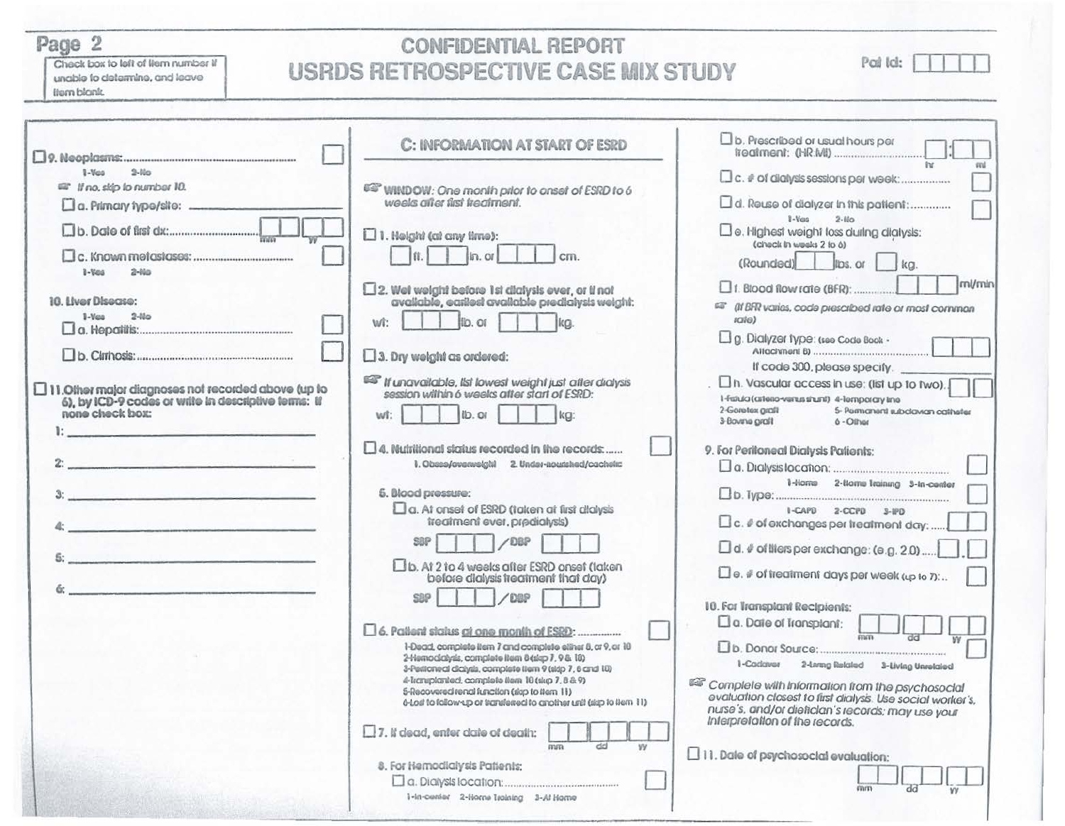Page 2

Check box to left of item number if unable to determine, and leave item blank.

# CONFIDENTIAL REPORT
# USRDS RETROSPECTIVE CASE MIX STUDY

Pat Id: [ ][ ][ ][ ][ ]

☐ 9. Neoplasms: .......................................................... [ ]
1-Yes 2-No
☞ If no, skip to number 10.

☐ a. Primary type/site: ____________

☐ b. Date of first dx: ........................ [ ][ ] [ ][ ] mm yy

☐ c. Known metastases: .............................. [ ]
1-Yes 2-No

10. Liver Disease:
1-Yes 2-No

☐ a. Hepatitis: .............................................. [ ]

☐ b. Cirrhosis: .............................................. [ ]

☐ 11. Other major diagnoses not recorded above (up to 6), by ICD-9 codes or write in descriptive terms: If none check box:

1: ____________

2: ____________

3: ____________

4: ____________

5: ____________

6: ____________

## C: INFORMATION AT START OF ESRD

☞ WINDOW: One month prior to onset of ESRD to 6 weeks after first treatment.

☐ 1. Height (at any time):

[ ] ft. [ ][ ] in. or [ ][ ][ ] cm.

☐ 2. Wet weight before 1st dialysis ever, or if not available, earliest available predialysis weight:

wt: [ ][ ][ ] lb. or [ ][ ][ ] kg.

☐ 3. Dry weight as ordered:

☞ If unavailable, list lowest weight just after dialysis session within 6 weeks after start of ESRD:

wt: [ ][ ][ ] lb. or [ ][ ][ ] kg:

☐ 4. Nutritional status recorded in the records: ...... [ ]
1. Obese/overweight 2. Under-nourished/cachetic

5. Blood pressure:

☐ a. At onset of ESRD (taken at first dialysis treatment ever, predialysis)

SBP [ ][ ][ ] / DBP [ ][ ][ ]

☐ b. At 2 to 4 weeks after ESRD onset (taken before dialysis treatment that day)

SBP [ ][ ][ ] / DBP [ ][ ][ ]

☐ 6. Patient status at one month of ESRD: .............. [ ]
1-Dead, complete item 7 and complete either 8, or 9, or 10
2-Hemodialysis, complete item 8 (skip 7, 9 & 10)
3-Peritoneal dialysis, complete item 9 (skip 7, 8 and 10)
4-Transplanted, complete item 10 (skip 7, 8 & 9)
5-Recovered renal function (skip to item 11)
6-Lost to follow-up or transferred to another unit (skip to item 11)

☐ 7. If dead, enter date of death: [ ][ ] [ ][ ] [ ][ ] mm dd yy

8. For Hemodialysis Patients:

☐ a. Dialysis location: ........................................ [ ]
1-In-center 2-Home Training 3-At Home

☐ b. Prescribed or usual hours per treatment: (HR:MI) .......................... [ ]:[ ][ ] hr mi

☐ c. # of dialysis sessions per week: ............... [ ]

☐ d. Reuse of dialyzer in this patient: ............ [ ]
1-Yes 2-No

☐ e. Highest weight loss during dialysis: (check in weeks 2 to 6)

(Rounded) [ ][ ] lbs. or [ ] kg.

☐ f. Blood flow rate (BFR): ............ [ ][ ][ ] ml/min

☞ (If BFR varies, code prescribed rate or most common rate)

☐ g. Dialyzer type: (see Code Book - Attachment B) ........................................ [ ][ ][ ]

If code 300, please specify ____________

☐ h. Vascular access in use: (list up to two). [ ][ ]
1-Fistula (arterio-venus shunt) 4-Temporary line
2-Goretex graft 5- Permanent subclavian catheter
3-Bovine graft 6 - Other

9. For Peritoneal Dialysis Patients:

☐ a. Dialysis location: ........................................ [ ]
1-Home 2-Home Training 3-In-center

☐ b. Type: ........................................................ [ ]
1-CAPD 2-CCPD 3-IPD

☐ c. # of exchanges per treatment day: ..... [ ][ ]

☐ d. # of liters per exchange: (e.g. 2.0) ..... [ ].[ ]

☐ e. # of treatment days per week (up to 7): .. [ ]

10. For Transplant Recipients:

☐ a. Date of Transplant: [ ][ ] [ ][ ] [ ][ ] mm dd yy

☐ b. Donor Source: ........................................ [ ]
1-Cadaver 2-Living Related 3-Living Unrelated

☞ Complete with information from the psychosocial evaluation closest to first dialysis. Use social worker's, nurse's, and/or dietician's records; may use your interpretation of the records.

☐ 11. Date of psychosocial evaluation:

[ ][ ] [ ][ ] [ ][ ] mm dd yy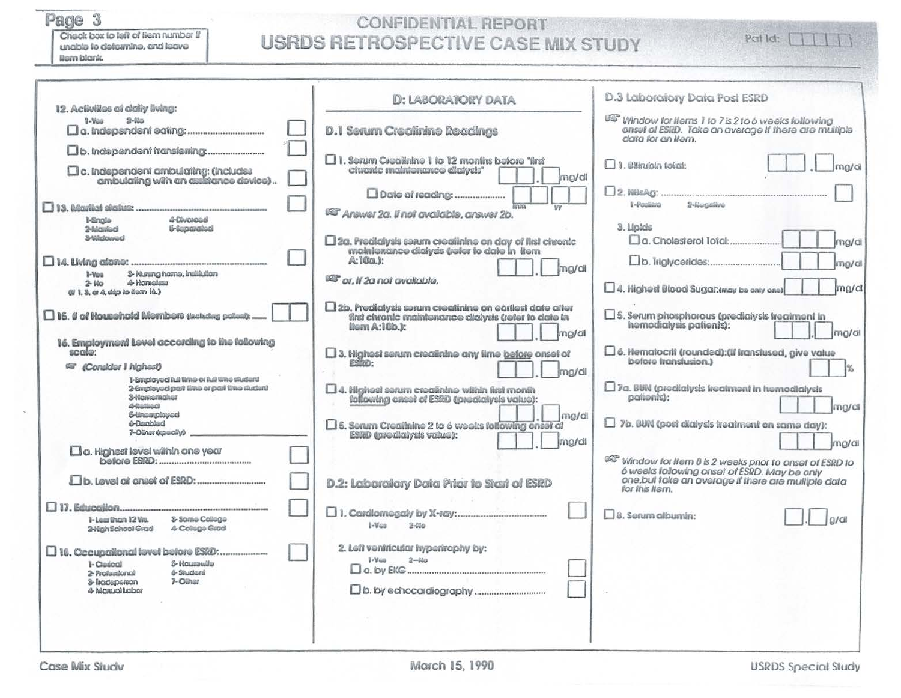# CONFIDENTIAL REPORT

# USRDS RETROSPECTIVE CASE MIX STUDY

Check box to left of item number if unable to determine, and leave item blank.

Pat Id: ☐☐☐☐☐

**12. Activities of daily living:**
1-Yes 2-No

- ☐ a. Independent eating: .............................. ☐
- ☐ b. Independent transfering: ....................... ☐
- ☐ c. Independent ambulating: (includes ambulating with an assistance device).. ☐

☐ **13. Marital status:** ....................................... ☐
1-Single 4-Divorced
2-Married 5-Separated
3-Widowed

☐ **14. Living alone:** ....................................... ☐
1-Yes 3- Nursing home, Institution
2- No 4- Homeless
(If 1, 3, or 4, skip to item 16.)

☐ **15. # of Household Members** (including patient): ___ ☐☐

**16. Employment Level according to the following scale:**
☞ *(Consider 1 highest)*
1-Employed full time or full time student
2-Employed part time or part time student
3-Homemaker
4-Retired
5-Unemployed
6-Disabled
7-Other (specify) ________

- ☐ a. Highest level within one year before ESRD: .................................. ☐
- ☐ b. Level at onset of ESRD: .......................... ☐

☐ **17. Education**.................................................. ☐
1-Less than 12 Yrs. 3- Some College
2-High School Grad 4- College Grad

☐ **18. Occupational level before ESRD:** .................. ☐
1- Clerical 5- Housewife
2- Professional 6- Student
3- Tradesperson 7- Other
4- Manual Labor

## D: LABORATORY DATA

### D.1 Serum Creatinine Readings

☐ 1. Serum Creatinine 1 to 12 months before "first chronic maintenance dialysis" ☐☐.☐ mg/dl

☐ Date of reading: .................... ☐☐ ☐☐ (mm yy)

☞ *Answer 2a. If not available, answer 2b.*

☐ 2a. Predialysis serum creatinine on day of first chronic maintenance dialysis (refer to date in item A:10a.): ☐☐.☐ mg/dl

☞ *or, if 2a not available.*

☐ 2b. Predialysis serum creatinine on earliest date after first chronic maintenance dialysis (refer to date in item A:10b.): ☐☐.☐ mg/dl

☐ 3. Highest serum creatinine any time before onset of ESRD: ☐☐.☐ mg/dl

☐ 4. Highest serum creatinine within first month following onset of ESRD (predialysis value): ☐☐.☐ mg/dl

☐ 5. Serum Creatinine 2 to 6 weeks following onset of ESRD (predialysis value): ☐☐.☐ mg/dl

### D.2: Laboratory Data Prior to Start of ESRD

☐ 1. Cardiomegaly by X-ray: ................................ ☐
1-Yes 2-No

2. Left ventricular hypertrophy by:
1-Yes 2—No

- ☐ a. by EKG .......................................... ☐
- ☐ b. by echocardiography ........................... ☐

### D.3 Laboratory Data Post ESRD

☞ *Window for items 1 to 7 is 2 to 6 weeks following onset of ESRD. Take an average if there are multiple data for an item.*

☐ 1. Bilirubin total: ☐☐.☐ mg/dl

☐ 2. HBsAg: ................................................ ☐
1-Positive 2-Negative

3. Lipids

- ☐ a. Cholesterol Total: .................... ☐☐☐ mg/dl
- ☐ b. Triglycerides: .......................... ☐☐☐ mg/dl

☐ 4. Highest Blood Sugar: (may be only one) ☐☐☐ mg/dl

☐ 5. Serum phosphorous (predialysis treatment in hemodialysis patients): ☐☐.☐ mg/dl

☐ 6. Hematocrit (rounded): (if transfused, give value before transfusion.) ☐☐ %

☐ 7a. BUN (predialysis treatment in hemodialysis patients): ☐☐☐ mg/dl

☐ 7b. BUN (post dialysis treatment on same day): ☐☐☐ mg/dl

☞ *Window for item 8 is 2 weeks prior to onset of ESRD to 6 weeks following onset of ESRD. May be only one, but take an average if there are multiple data for this item.*

☐ 8. Serum albumin: ☐.☐ g/dl